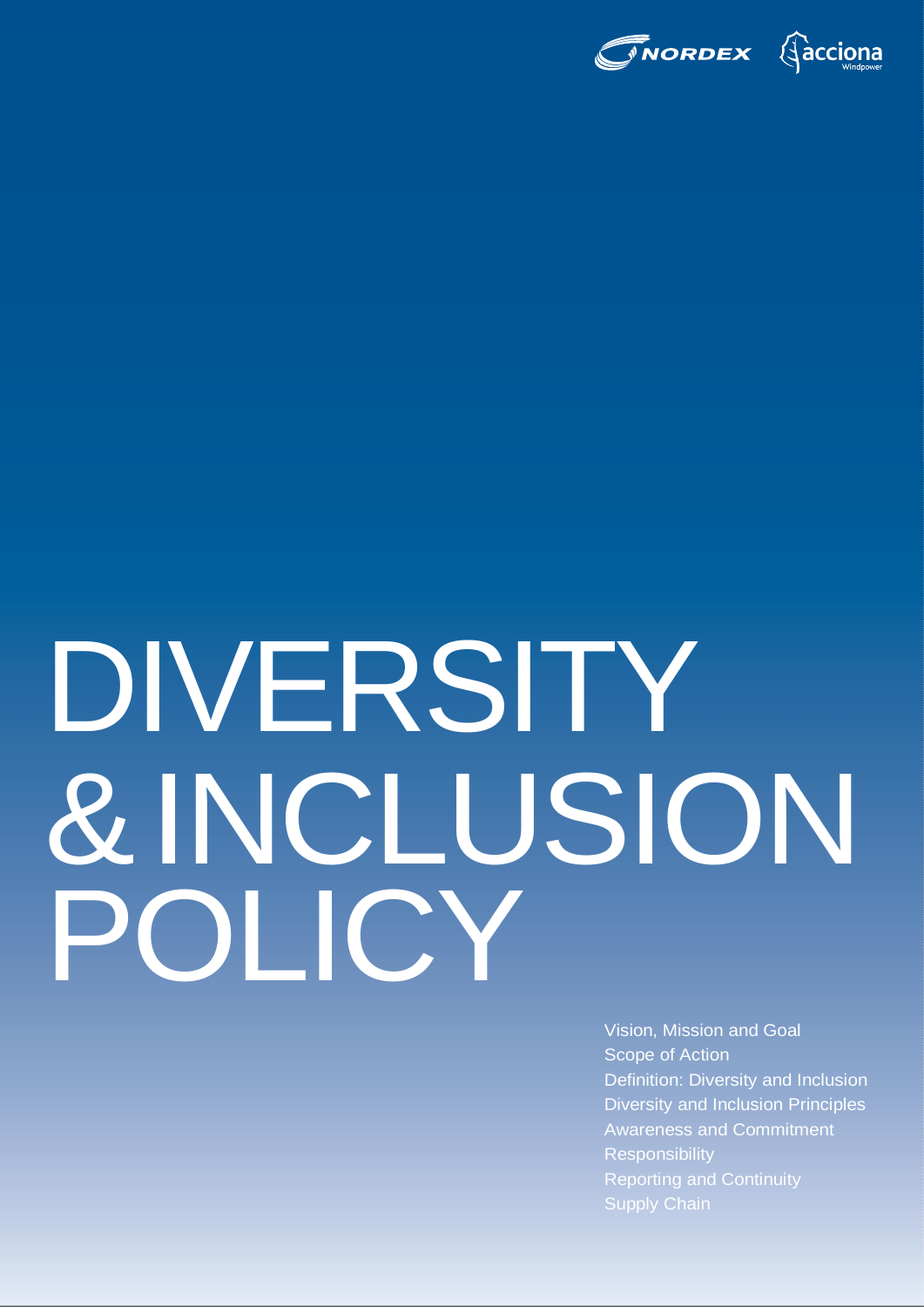NORDEX acciona Windpower

# DIVERSITY & INCLUSION POLICY

- Vision, Mission and Goal
- Scope of Action
- Definition: Diversity and Inclusion
- Diversity and Inclusion Principles
- Awareness and Commitment
- Responsibility
- Reporting and Continuity
- Supply Chain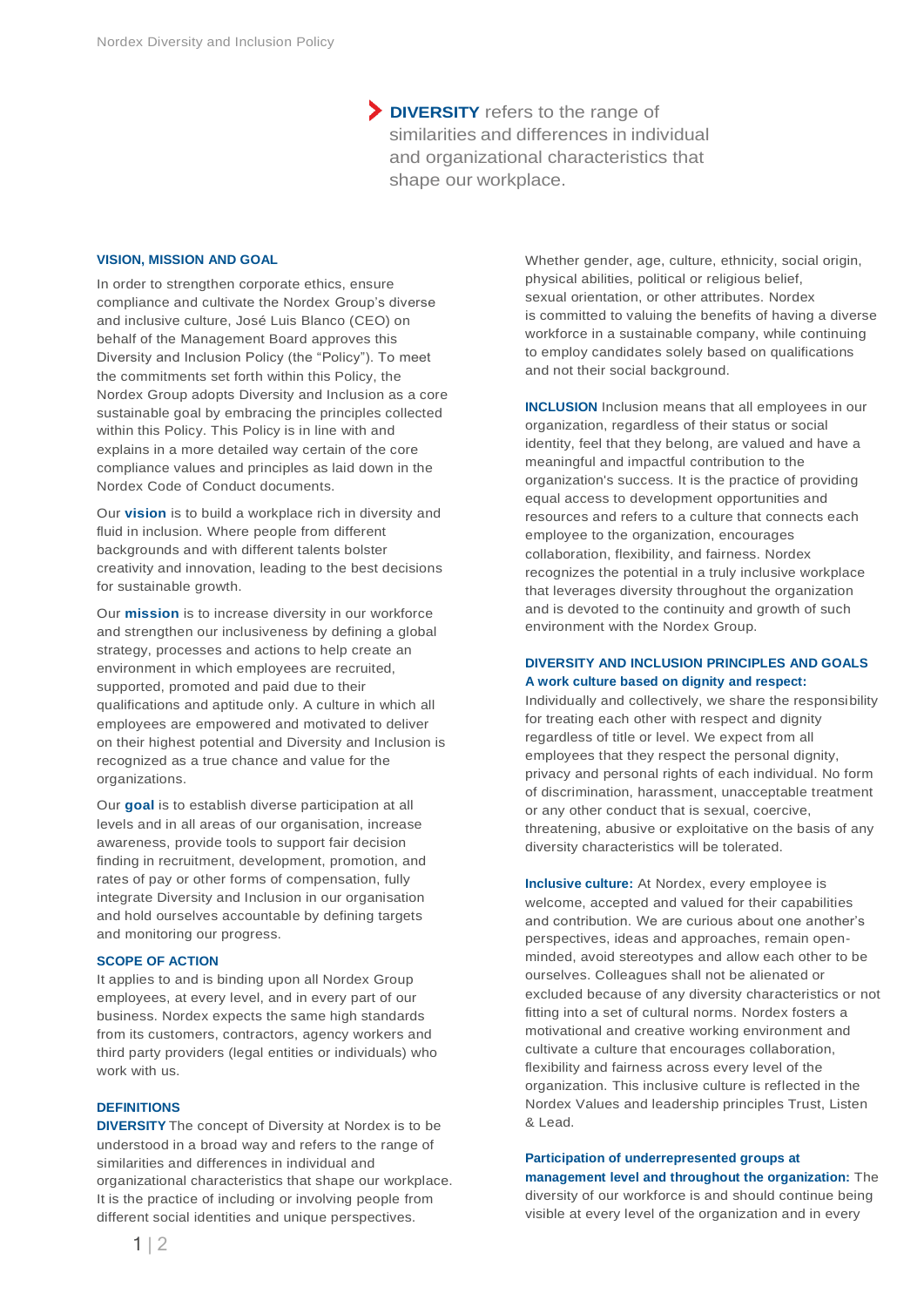**DIVERSITY** refers to the range of similarities and differences in individual and organizational characteristics that shape our workplace.

### VISION, MISSION AND GOAL

In order to strengthen corporate ethics, ensure compliance and cultivate the Nordex Group's diverse and inclusive culture, José Luis Blanco (CEO) on behalf of the Management Board approves this Diversity and Inclusion Policy (the "Policy"). To meet the commitments set forth within this Policy, the Nordex Group adopts Diversity and Inclusion as a core sustainable goal by embracing the principles collected within this Policy. This Policy is in line with and explains in a more detailed way certain of the core compliance values and principles as laid down in the Nordex Code of Conduct documents.

Our **vision** is to build a workplace rich in diversity and fluid in inclusion. Where people from different backgrounds and with different talents bolster creativity and innovation, leading to the best decisions for sustainable growth.

Our **mission** is to increase diversity in our workforce and strengthen our inclusiveness by defining a global strategy, processes and actions to help create an environment in which employees are recruited, supported, promoted and paid due to their qualifications and aptitude only. A culture in which all employees are empowered and motivated to deliver on their highest potential and Diversity and Inclusion is recognized as a true chance and value for the organizations.

Our **goal** is to establish diverse participation at all levels and in all areas of our organisation, increase awareness, provide tools to support fair decision finding in recruitment, development, promotion, and rates of pay or other forms of compensation, fully integrate Diversity and Inclusion in our organisation and hold ourselves accountable by defining targets and monitoring our progress.

### SCOPE OF ACTION

It applies to and is binding upon all Nordex Group employees, at every level, and in every part of our business. Nordex expects the same high standards from its customers, contractors, agency workers and third party providers (legal entities or individuals) who work with us.

### DEFINITIONS

**DIVERSITY** The concept of Diversity at Nordex is to be understood in a broad way and refers to the range of similarities and differences in individual and organizational characteristics that shape our workplace. It is the practice of including or involving people from different social identities and unique perspectives. Whether gender, age, culture, ethnicity, social origin, physical abilities, political or religious belief, sexual orientation, or other attributes. Nordex is committed to valuing the benefits of having a diverse workforce in a sustainable company, while continuing to employ candidates solely based on qualifications and not their social background.

**INCLUSION** Inclusion means that all employees in our organization, regardless of their status or social identity, feel that they belong, are valued and have a meaningful and impactful contribution to the organization's success. It is the practice of providing equal access to development opportunities and resources and refers to a culture that connects each employee to the organization, encourages collaboration, flexibility, and fairness. Nordex recognizes the potential in a truly inclusive workplace that leverages diversity throughout the organization and is devoted to the continuity and growth of such environment with the Nordex Group.

### DIVERSITY AND INCLUSION PRINCIPLES AND GOALS

**A work culture based on dignity and respect:**
Individually and collectively, we share the responsibility for treating each other with respect and dignity regardless of title or level. We expect from all employees that they respect the personal dignity, privacy and personal rights of each individual. No form of discrimination, harassment, unacceptable treatment or any other conduct that is sexual, coercive, threatening, abusive or exploitative on the basis of any diversity characteristics will be tolerated.

**Inclusive culture:** At Nordex, every employee is welcome, accepted and valued for their capabilities and contribution. We are curious about one another's perspectives, ideas and approaches, remain open-minded, avoid stereotypes and allow each other to be ourselves. Colleagues shall not be alienated or excluded because of any diversity characteristics or not fitting into a set of cultural norms. Nordex fosters a motivational and creative working environment and cultivate a culture that encourages collaboration, flexibility and fairness across every level of the organization. This inclusive culture is reflected in the Nordex Values and leadership principles Trust, Listen & Lead.

**Participation of underrepresented groups at management level and throughout the organization:** The diversity of our workforce is and should continue being visible at every level of the organization and in every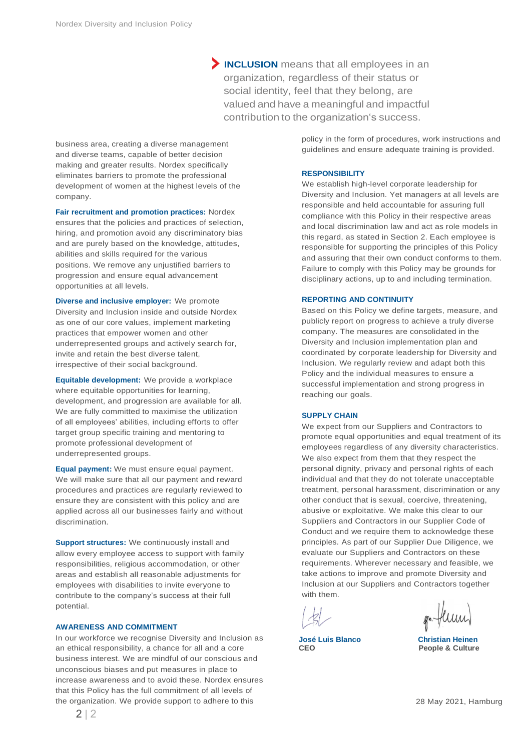**INCLUSION** means that all employees in an organization, regardless of their status or social identity, feel that they belong, are valued and have a meaningful and impactful contribution to the organization's success.

business area, creating a diverse management and diverse teams, capable of better decision making and greater results. Nordex specifically eliminates barriers to promote the professional development of women at the highest levels of the company.

**Fair recruitment and promotion practices:** Nordex ensures that the policies and practices of selection, hiring, and promotion avoid any discriminatory bias and are purely based on the knowledge, attitudes, abilities and skills required for the various positions. We remove any unjustified barriers to progression and ensure equal advancement opportunities at all levels.

**Diverse and inclusive employer:** We promote Diversity and Inclusion inside and outside Nordex as one of our core values, implement marketing practices that empower women and other underrepresented groups and actively search for, invite and retain the best diverse talent, irrespective of their social background.

**Equitable development:** We provide a workplace where equitable opportunities for learning, development, and progression are available for all. We are fully committed to maximise the utilization of all employees' abilities, including efforts to offer target group specific training and mentoring to promote professional development of underrepresented groups.

**Equal payment:** We must ensure equal payment. We will make sure that all our payment and reward procedures and practices are regularly reviewed to ensure they are consistent with this policy and are applied across all our businesses fairly and without discrimination.

**Support structures:** We continuously install and allow every employee access to support with family responsibilities, religious accommodation, or other areas and establish all reasonable adjustments for employees with disabilities to invite everyone to contribute to the company's success at their full potential.

## AWARENESS AND COMMITMENT

In our workforce we recognise Diversity and Inclusion as an ethical responsibility, a chance for all and a core business interest. We are mindful of our conscious and unconscious biases and put measures in place to increase awareness and to avoid these. Nordex ensures that this Policy has the full commitment of all levels of the organization. We provide support to adhere to this policy in the form of procedures, work instructions and guidelines and ensure adequate training is provided.

## RESPONSIBILITY

We establish high-level corporate leadership for Diversity and Inclusion. Yet managers at all levels are responsible and held accountable for assuring full compliance with this Policy in their respective areas and local discrimination law and act as role models in this regard, as stated in Section 2. Each employee is responsible for supporting the principles of this Policy and assuring that their own conduct conforms to them. Failure to comply with this Policy may be grounds for disciplinary actions, up to and including termination.

## REPORTING AND CONTINUITY

Based on this Policy we define targets, measure, and publicly report on progress to achieve a truly diverse company. The measures are consolidated in the Diversity and Inclusion implementation plan and coordinated by corporate leadership for Diversity and Inclusion. We regularly review and adapt both this Policy and the individual measures to ensure a successful implementation and strong progress in reaching our goals.

## SUPPLY CHAIN

We expect from our Suppliers and Contractors to promote equal opportunities and equal treatment of its employees regardless of any diversity characteristics. We also expect from them that they respect the personal dignity, privacy and personal rights of each individual and that they do not tolerate unacceptable treatment, personal harassment, discrimination or any other conduct that is sexual, coercive, threatening, abusive or exploitative. We make this clear to our Suppliers and Contractors in our Supplier Code of Conduct and we require them to acknowledge these principles. As part of our Supplier Due Diligence, we evaluate our Suppliers and Contractors on these requirements. Wherever necessary and feasible, we take actions to improve and promote Diversity and Inclusion at our Suppliers and Contractors together with them.

**José Luis Blanco**
**CEO**

**Christian Heinen**
**People & Culture**

28 May 2021, Hamburg